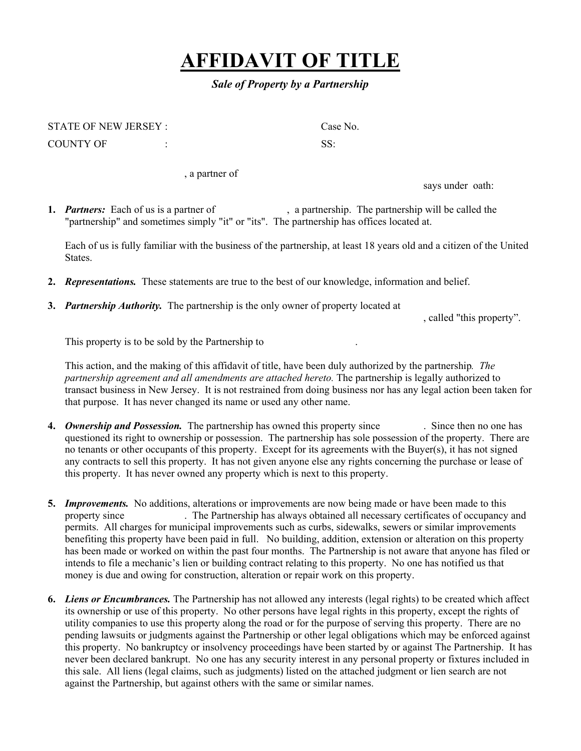# AFFIDAVIT OF TITLE

***Sale of Property by a Partnership***

STATE OF NEW JERSEY : Case No.

COUNTY OF : SS:

, a partner of

says under oath:

1. ***Partners:*** Each of us is a partner of , a partnership. The partnership will be called the "partnership" and sometimes simply "it" or "its". The partnership has offices located at.

   Each of us is fully familiar with the business of the partnership, at least 18 years old and a citizen of the United States.

2. ***Representations.*** These statements are true to the best of our knowledge, information and belief.

3. ***Partnership Authority.*** The partnership is the only owner of property located at , called "this property".

   This property is to be sold by the Partnership to .

   This action, and the making of this affidavit of title, have been duly authorized by the partnership*. The partnership agreement and all amendments are attached hereto.* The partnership is legally authorized to transact business in New Jersey. It is not restrained from doing business nor has any legal action been taken for that purpose. It has never changed its name or used any other name.

4. ***Ownership and Possession.*** The partnership has owned this property since . Since then no one has questioned its right to ownership or possession. The partnership has sole possession of the property. There are no tenants or other occupants of this property. Except for its agreements with the Buyer(s), it has not signed any contracts to sell this property. It has not given anyone else any rights concerning the purchase or lease of this property. It has never owned any property which is next to this property.

5. ***Improvements.*** No additions, alterations or improvements are now being made or have been made to this property since . The Partnership has always obtained all necessary certificates of occupancy and permits. All charges for municipal improvements such as curbs, sidewalks, sewers or similar improvements benefiting this property have been paid in full. No building, addition, extension or alteration on this property has been made or worked on within the past four months. The Partnership is not aware that anyone has filed or intends to file a mechanic's lien or building contract relating to this property. No one has notified us that money is due and owing for construction, alteration or repair work on this property.

6. ***Liens or Encumbrances.*** The Partnership has not allowed any interests (legal rights) to be created which affect its ownership or use of this property. No other persons have legal rights in this property, except the rights of utility companies to use this property along the road or for the purpose of serving this property. There are no pending lawsuits or judgments against the Partnership or other legal obligations which may be enforced against this property. No bankruptcy or insolvency proceedings have been started by or against The Partnership. It has never been declared bankrupt. No one has any security interest in any personal property or fixtures included in this sale. All liens (legal claims, such as judgments) listed on the attached judgment or lien search are not against the Partnership, but against others with the same or similar names.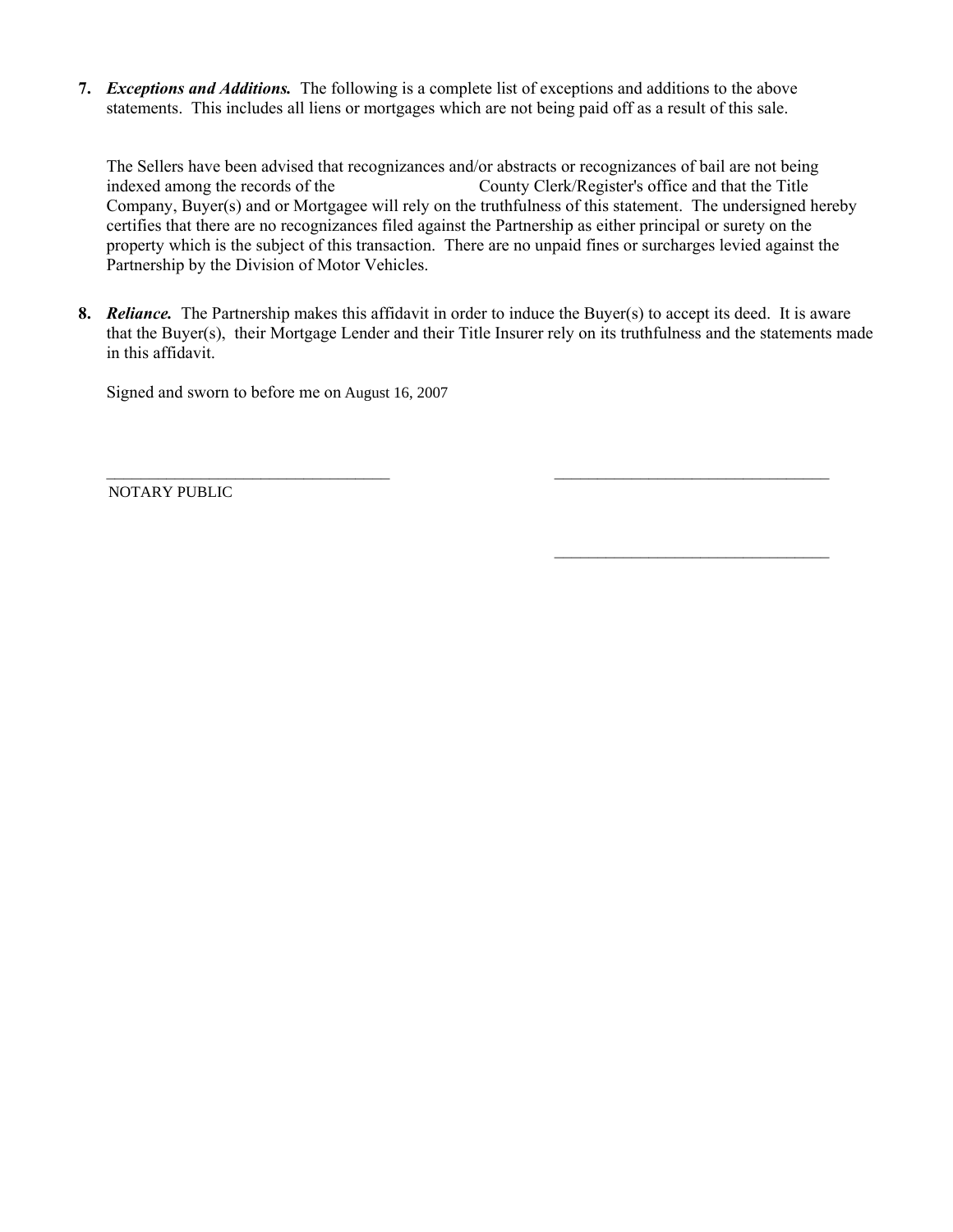**7.** ***Exceptions and Additions.*** The following is a complete list of exceptions and additions to the above statements. This includes all liens or mortgages which are not being paid off as a result of this sale.

The Sellers have been advised that recognizances and/or abstracts or recognizances of bail are not being indexed among the records of the County Clerk/Register's office and that the Title Company, Buyer(s) and or Mortgagee will rely on the truthfulness of this statement. The undersigned hereby certifies that there are no recognizances filed against the Partnership as either principal or surety on the property which is the subject of this transaction. There are no unpaid fines or surcharges levied against the Partnership by the Division of Motor Vehicles.

**8.** ***Reliance.*** The Partnership makes this affidavit in order to induce the Buyer(s) to accept its deed. It is aware that the Buyer(s), their Mortgage Lender and their Title Insurer rely on its truthfulness and the statements made in this affidavit.

Signed and sworn to before me on August 16, 2007

___________________________________ ___________________________________

NOTARY PUBLIC

___________________________________